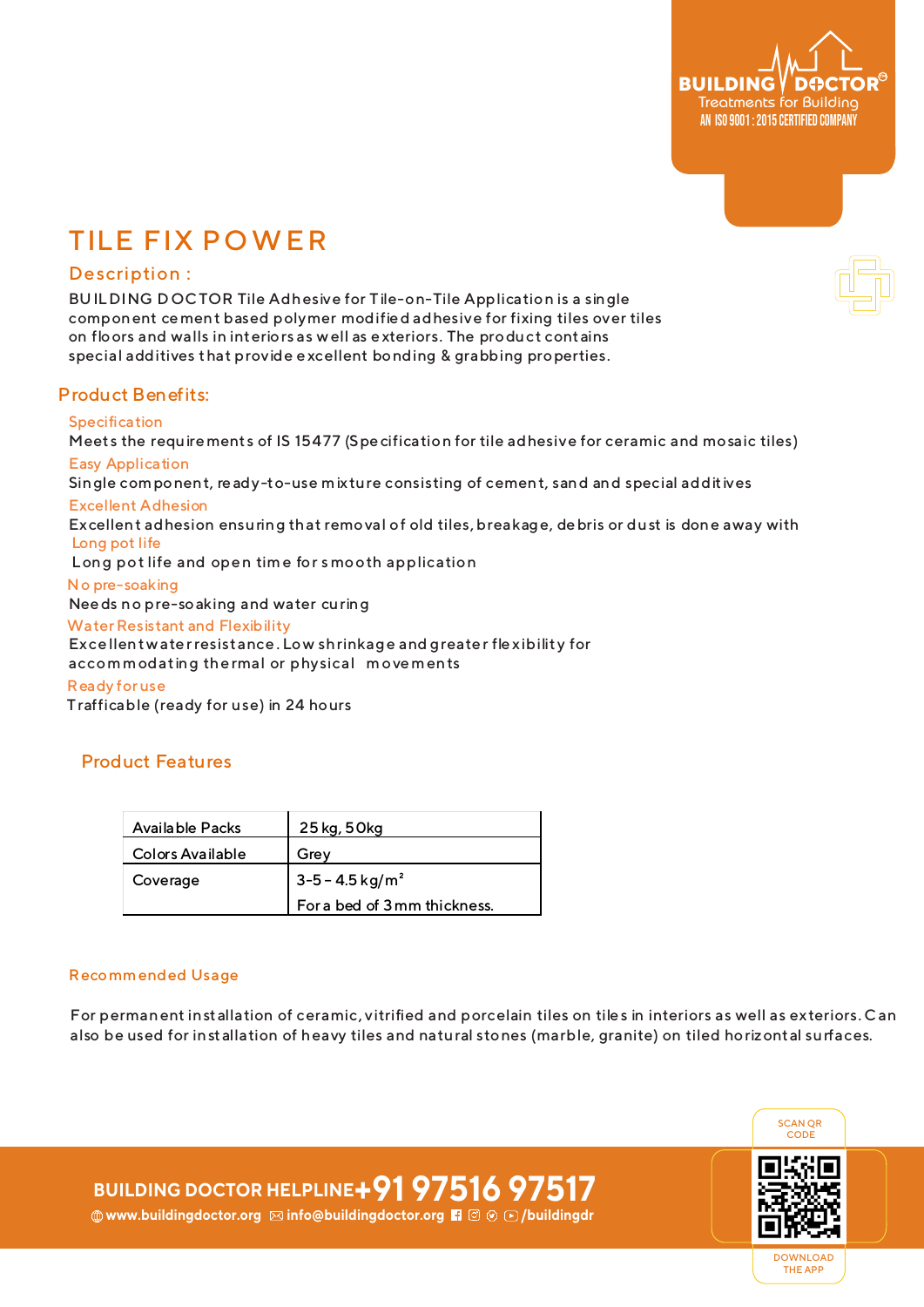# TILE FIX POWER

## Description :

BUILDING DOCTOR Tile Adhesive for Tile-on-Tile Application is a single component cement based polymer modified adhesive for fixing tiles over tiles on floors and walls in interiors as well as exteriors. The product contains special additives that provide excellent bonding & grabbing properties.

## Product Benefits:

**Specification**
Meets the requirements of IS 15477 (Specification for tile adhesive for ceramic and mosaic tiles)

**Easy Application**
Single component, ready-to-use mixture consisting of cement, sand and special additives

**Excellent Adhesion**
Excellent adhesion ensuring that removal of old tiles, breakage, debris or dust is done away with

**Long pot life**
Long pot life and open time for smooth application

**No pre-soaking**
Needs no pre-soaking and water curing

**Water Resistant and Flexibility**
Excellent water resistance. Low shrinkage and greater flexibility for accommodating thermal or physical movements

**Ready for use**
Trafficable (ready for use) in 24 hours

## Product Features

| | |
|---|---|
| Available Packs | 25 kg, 50kg |
| Colors Available | Grey |
| Coverage | 3-5 – 4.5 kg/m² For a bed of 3 mm thickness. |

## Recommended Usage

For permanent installation of ceramic, vitrified and porcelain tiles on tiles in interiors as well as exteriors. Can also be used for installation of heavy tiles and natural stones (marble, granite) on tiled horizontal surfaces.

**BUILDING DOCTOR HELPLINE +91 97516 97517**
www.buildingdoctor.org info@buildingdoctor.org /buildingdr

SCAN QR CODE
DOWNLOAD THE APP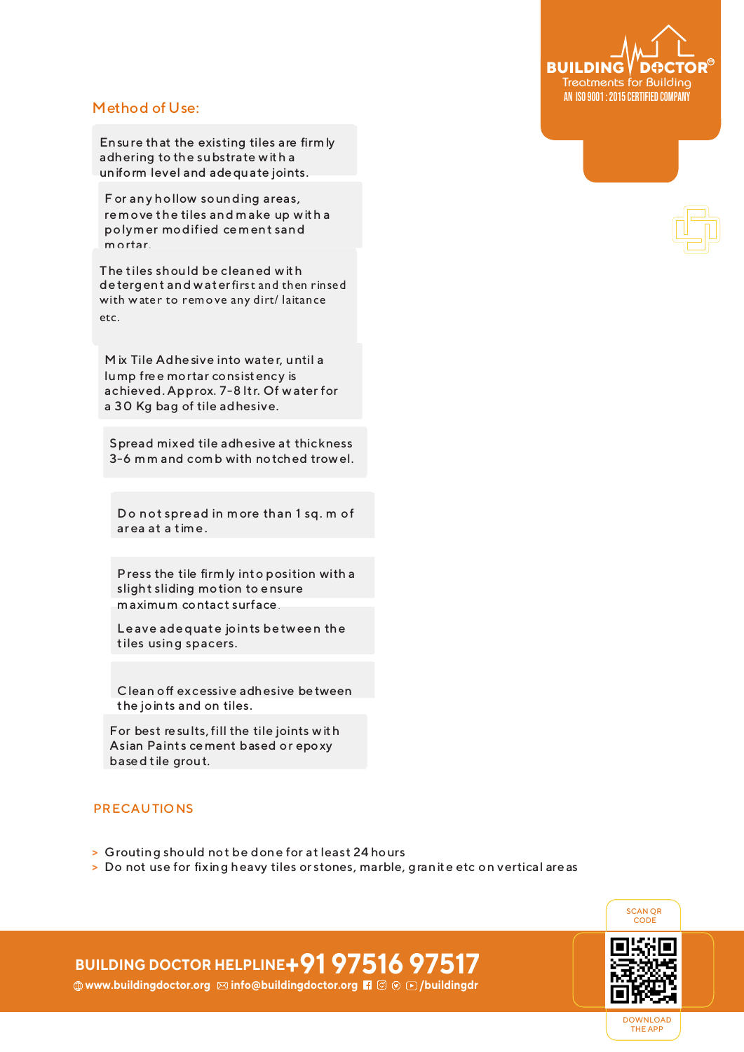## Method of Use:

- Ensure that the existing tiles are firmly adhering to the substrate with a uniform level and adequate joints.
- For any hollow sounding areas, remove the tiles and make up with a polymer modified cement sand mortar.
- The tiles should be cleaned with detergent and water first and then rinsed with water to remove any dirt/ laitance etc.
- Mix Tile Adhesive into water, until a lump free mortar consistency is achieved. Approx. 7-8 ltr. Of water for a 30 Kg bag of tile adhesive.
- Spread mixed tile adhesive at thickness 3-6 mm and comb with notched trowel.
- Do not spread in more than 1 sq. m of area at a time.
- Press the tile firmly into position with a slight sliding motion to ensure maximum contact surface.
- Leave adequate joints between the tiles using spacers.
- Clean off excessive adhesive between the joints and on tiles.
- For best results, fill the tile joints with Asian Paints cement based or epoxy based tile grout.

## PRECAUTIONS

> Grouting should not be done for at least 24 hours

> Do not use for fixing heavy tiles or stones, marble, granite etc on vertical areas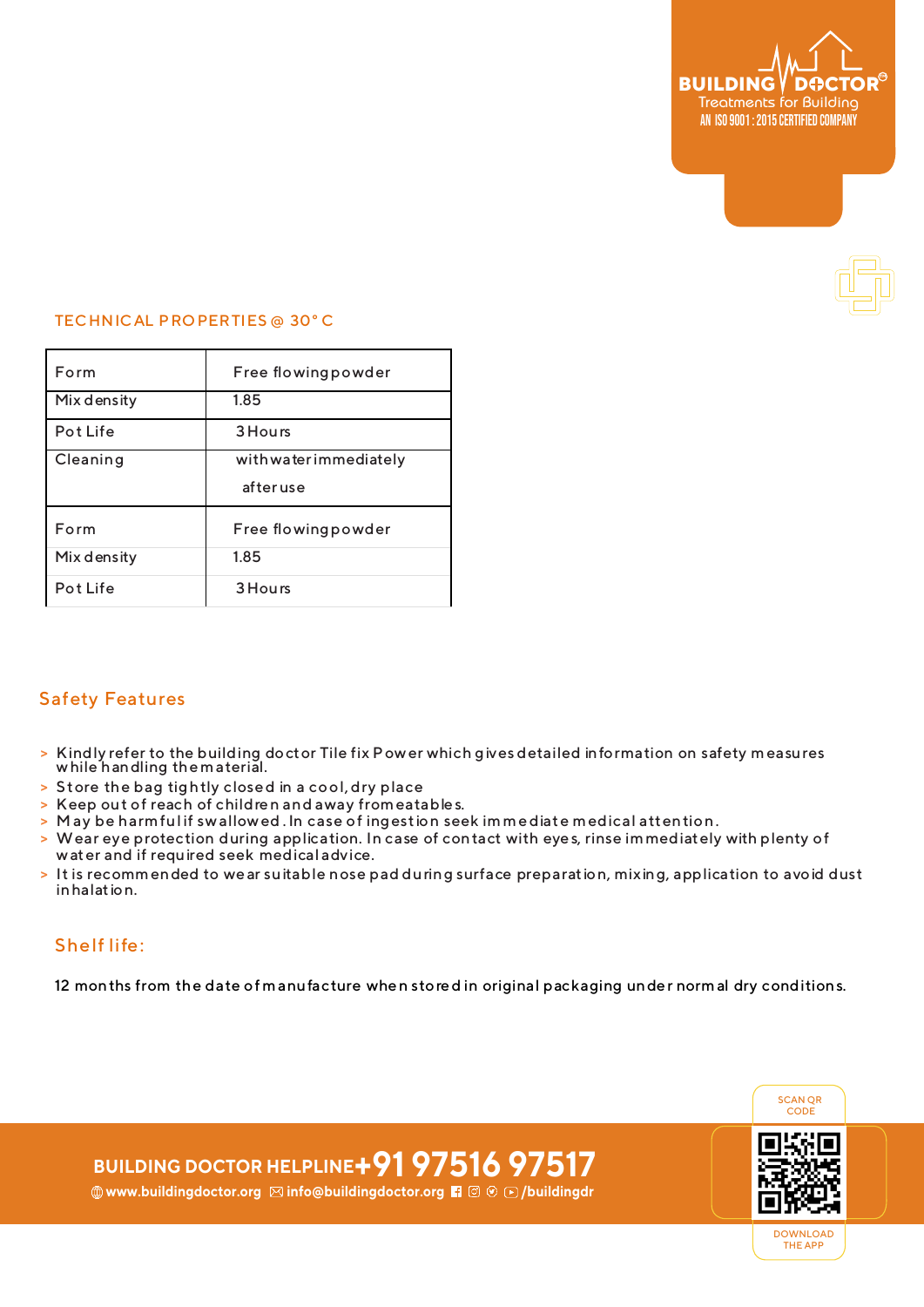## TECHNICAL PROPERTIES @ 30° C

| | |
|---|---|
| Form | Free flowing powder |
| Mix density | 1.85 |
| Pot Life | 3 Hours |
| Cleaning | with water immediately after use |
| Form | Free flowing powder |
| Mix density | 1.85 |
| Pot Life | 3 Hours |

## Safety Features

- Kindly refer to the building doctor Tile fix Power which gives detailed information on safety measures while handling the material.
- Store the bag tightly closed in a cool, dry place
- Keep out of reach of children and away from eatables.
- May be harmful if swallowed. In case of ingestion seek immediate medical attention.
- Wear eye protection during application. In case of contact with eyes, rinse immediately with plenty of water and if required seek medical advice.
- It is recommended to wear suitable nose pad during surface preparation, mixing, application to avoid dust inhalation.

## Shelf life:

12 months from the date of manufacture when stored in original packaging under normal dry conditions.

BUILDING DOCTOR HELPLINE +91 97516 97517

www.buildingdoctor.org info@buildingdoctor.org /buildingdr

SCAN QR CODE

DOWNLOAD THE APP